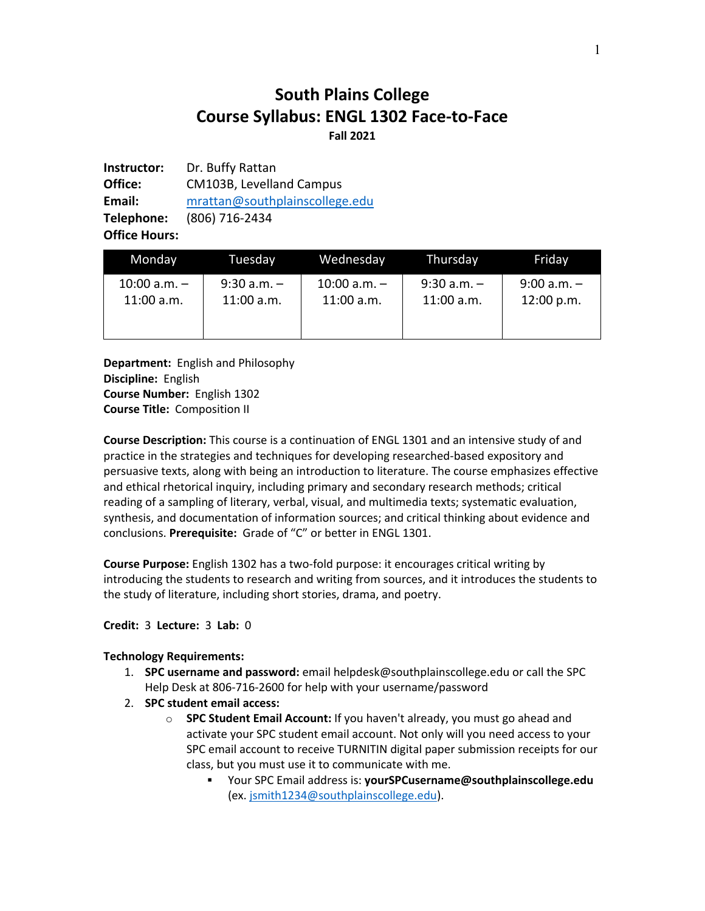# South Plains College
# Course Syllabus: ENGL 1302 Face-to-Face

**Fall 2021**

**Instructor:** Dr. Buffy Rattan
**Office:** CM103B, Levelland Campus
**Email:** mrattan@southplainscollege.edu
**Telephone:** (806) 716-2434
**Office Hours:**

| Monday | Tuesday | Wednesday | Thursday | Friday |
|---|---|---|---|---|
| 10:00 a.m. – 11:00 a.m. | 9:30 a.m. – 11:00 a.m. | 10:00 a.m. – 11:00 a.m. | 9:30 a.m. – 11:00 a.m. | 9:00 a.m. – 12:00 p.m. |

**Department:** English and Philosophy
**Discipline:** English
**Course Number:** English 1302
**Course Title:** Composition II

**Course Description:** This course is a continuation of ENGL 1301 and an intensive study of and practice in the strategies and techniques for developing researched-based expository and persuasive texts, along with being an introduction to literature. The course emphasizes effective and ethical rhetorical inquiry, including primary and secondary research methods; critical reading of a sampling of literary, verbal, visual, and multimedia texts; systematic evaluation, synthesis, and documentation of information sources; and critical thinking about evidence and conclusions. **Prerequisite:** Grade of "C" or better in ENGL 1301.

**Course Purpose:** English 1302 has a two-fold purpose: it encourages critical writing by introducing the students to research and writing from sources, and it introduces the students to the study of literature, including short stories, drama, and poetry.

**Credit:** 3 **Lecture:** 3 **Lab:** 0

**Technology Requirements:**

1. **SPC username and password:** email helpdesk@southplainscollege.edu or call the SPC Help Desk at 806-716-2600 for help with your username/password
2. **SPC student email access:**
    - **SPC Student Email Account:** If you haven't already, you must go ahead and activate your SPC student email account. Not only will you need access to your SPC email account to receive TURNITIN digital paper submission receipts for our class, but you must use it to communicate with me.
        - Your SPC Email address is: **yourSPCusername@southplainscollege.edu** (ex. jsmith1234@southplainscollege.edu).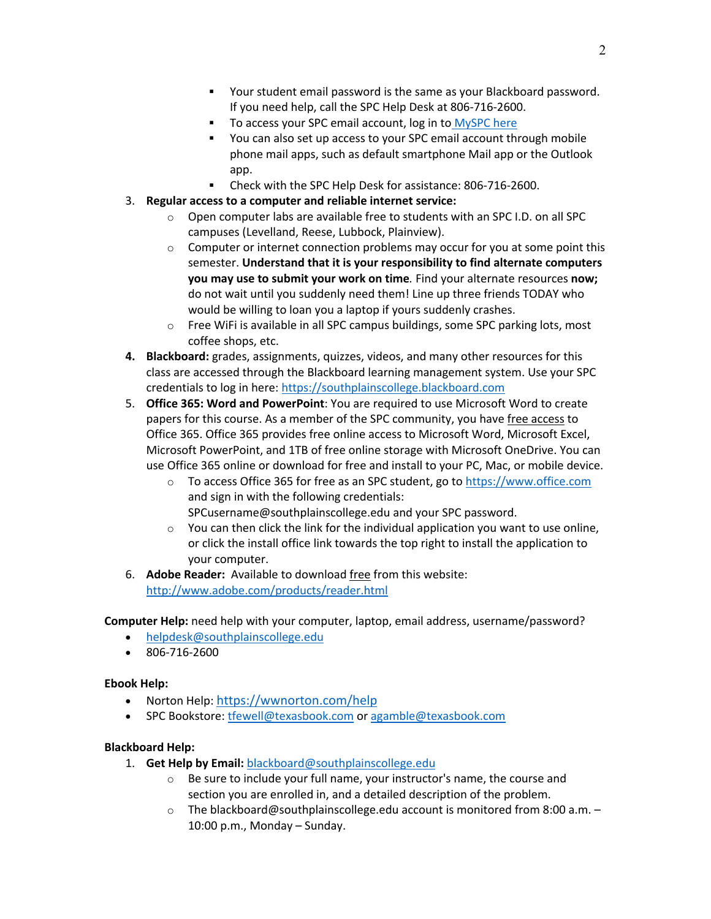- Your student email password is the same as your Blackboard password. If you need help, call the SPC Help Desk at 806-716-2600.
        - To access your SPC email account, log in to [MySPC here](#)
        - You can also set up access to your SPC email account through mobile phone mail apps, such as default smartphone Mail app or the Outlook app.
        - Check with the SPC Help Desk for assistance: 806-716-2600.

3. **Regular access to a computer and reliable internet service:**
    - Open computer labs are available free to students with an SPC I.D. on all SPC campuses (Levelland, Reese, Lubbock, Plainview).
    - Computer or internet connection problems may occur for you at some point this semester. **Understand that it is your responsibility to find alternate computers you may use to submit your work on time***.* Find your alternate resources **now;** do not wait until you suddenly need them! Line up three friends TODAY who would be willing to loan you a laptop if yours suddenly crashes.
    - Free WiFi is available in all SPC campus buildings, some SPC parking lots, most coffee shops, etc.
4. **Blackboard:** grades, assignments, quizzes, videos, and many other resources for this class are accessed through the Blackboard learning management system. Use your SPC credentials to log in here: https://southplainscollege.blackboard.com
5. **Office 365: Word and PowerPoint**: You are required to use Microsoft Word to create papers for this course. As a member of the SPC community, you have free access to Office 365. Office 365 provides free online access to Microsoft Word, Microsoft Excel, Microsoft PowerPoint, and 1TB of free online storage with Microsoft OneDrive. You can use Office 365 online or download for free and install to your PC, Mac, or mobile device.
    - To access Office 365 for free as an SPC student, go to https://www.office.com and sign in with the following credentials: SPCusername@southplainscollege.edu and your SPC password.
    - You can then click the link for the individual application you want to use online, or click the install office link towards the top right to install the application to your computer.
6. **Adobe Reader:** Available to download free from this website: http://www.adobe.com/products/reader.html

**Computer Help:** need help with your computer, laptop, email address, username/password?

- helpdesk@southplainscollege.edu
- 806-716-2600

**Ebook Help:**

- Norton Help: https://wwnorton.com/help
- SPC Bookstore: tfewell@texasbook.com or agamble@texasbook.com

**Blackboard Help:**

1. **Get Help by Email:** blackboard@southplainscollege.edu
    - Be sure to include your full name, your instructor's name, the course and section you are enrolled in, and a detailed description of the problem.
    - The blackboard@southplainscollege.edu account is monitored from 8:00 a.m. – 10:00 p.m., Monday – Sunday.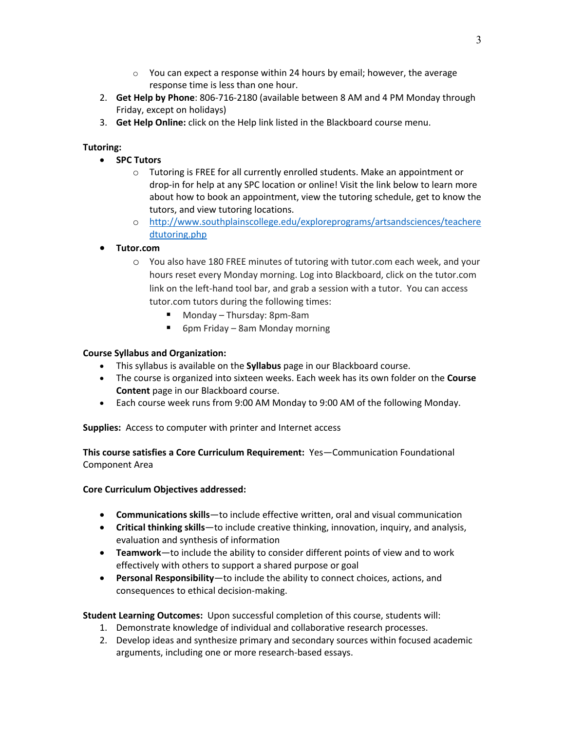- You can expect a response within 24 hours by email; however, the average response time is less than one hour.

2. **Get Help by Phone**: 806-716-2180 (available between 8 AM and 4 PM Monday through Friday, except on holidays)
3. **Get Help Online:** click on the Help link listed in the Blackboard course menu.

**Tutoring:**

- **SPC Tutors**
    - Tutoring is FREE for all currently enrolled students. Make an appointment or drop-in for help at any SPC location or online! Visit the link below to learn more about how to book an appointment, view the tutoring schedule, get to know the tutors, and view tutoring locations.
    - [http://www.southplainscollege.edu/exploreprograms/artsandsciences/teacheredtutoring.php](http://www.southplainscollege.edu/exploreprograms/artsandsciences/teacheredtutoring.php)
- **Tutor.com**
    - You also have 180 FREE minutes of tutoring with tutor.com each week, and your hours reset every Monday morning. Log into Blackboard, click on the tutor.com link on the left-hand tool bar, and grab a session with a tutor. You can access tutor.com tutors during the following times:
        - Monday – Thursday: 8pm-8am
        - 6pm Friday – 8am Monday morning

**Course Syllabus and Organization:**

- This syllabus is available on the **Syllabus** page in our Blackboard course.
- The course is organized into sixteen weeks. Each week has its own folder on the **Course Content** page in our Blackboard course.
- Each course week runs from 9:00 AM Monday to 9:00 AM of the following Monday.

**Supplies:** Access to computer with printer and Internet access

**This course satisfies a Core Curriculum Requirement:** Yes—Communication Foundational Component Area

**Core Curriculum Objectives addressed:**

- **Communications skills**—to include effective written, oral and visual communication
- **Critical thinking skills**—to include creative thinking, innovation, inquiry, and analysis, evaluation and synthesis of information
- **Teamwork**—to include the ability to consider different points of view and to work effectively with others to support a shared purpose or goal
- **Personal Responsibility**—to include the ability to connect choices, actions, and consequences to ethical decision-making.

**Student Learning Outcomes:** Upon successful completion of this course, students will:

1. Demonstrate knowledge of individual and collaborative research processes.
2. Develop ideas and synthesize primary and secondary sources within focused academic arguments, including one or more research-based essays.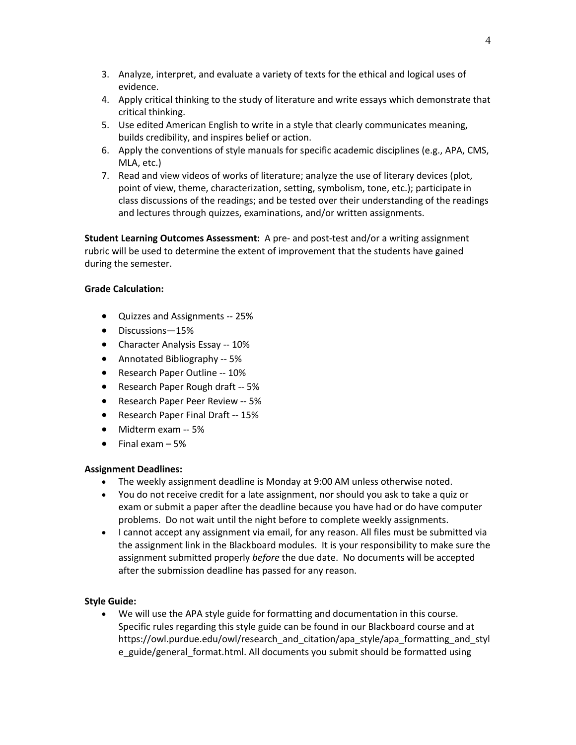3. Analyze, interpret, and evaluate a variety of texts for the ethical and logical uses of evidence.
4. Apply critical thinking to the study of literature and write essays which demonstrate that critical thinking.
5. Use edited American English to write in a style that clearly communicates meaning, builds credibility, and inspires belief or action.
6. Apply the conventions of style manuals for specific academic disciplines (e.g., APA, CMS, MLA, etc.)
7. Read and view videos of works of literature; analyze the use of literary devices (plot, point of view, theme, characterization, setting, symbolism, tone, etc.); participate in class discussions of the readings; and be tested over their understanding of the readings and lectures through quizzes, examinations, and/or written assignments.

**Student Learning Outcomes Assessment:** A pre- and post-test and/or a writing assignment rubric will be used to determine the extent of improvement that the students have gained during the semester.

**Grade Calculation:**

- Quizzes and Assignments -- 25%
- Discussions—15%
- Character Analysis Essay -- 10%
- Annotated Bibliography -- 5%
- Research Paper Outline -- 10%
- Research Paper Rough draft -- 5%
- Research Paper Peer Review -- 5%
- Research Paper Final Draft -- 15%
- Midterm exam -- 5%
- Final exam – 5%

**Assignment Deadlines:**

- The weekly assignment deadline is Monday at 9:00 AM unless otherwise noted.
- You do not receive credit for a late assignment, nor should you ask to take a quiz or exam or submit a paper after the deadline because you have had or do have computer problems. Do not wait until the night before to complete weekly assignments.
- I cannot accept any assignment via email, for any reason. All files must be submitted via the assignment link in the Blackboard modules. It is your responsibility to make sure the assignment submitted properly *before* the due date. No documents will be accepted after the submission deadline has passed for any reason.

**Style Guide:**

- We will use the APA style guide for formatting and documentation in this course. Specific rules regarding this style guide can be found in our Blackboard course and at https://owl.purdue.edu/owl/research_and_citation/apa_style/apa_formatting_and_style_guide/general_format.html. All documents you submit should be formatted using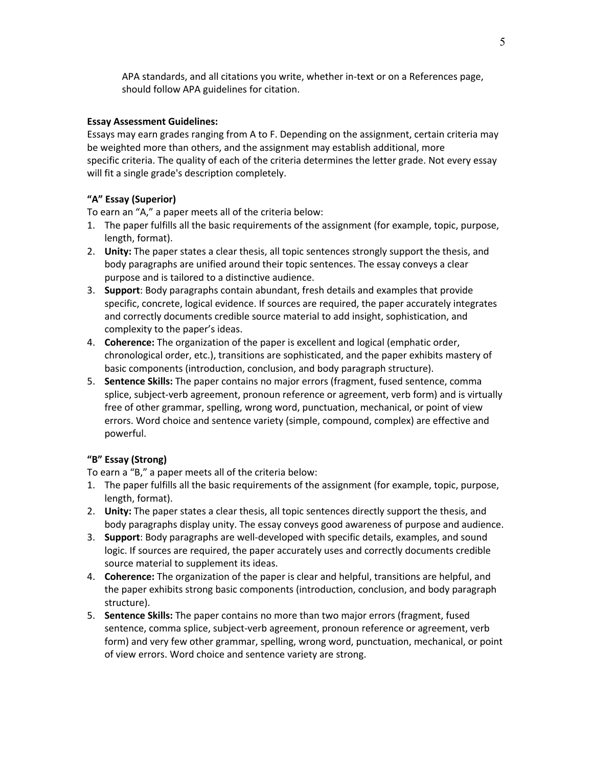APA standards, and all citations you write, whether in-text or on a References page, should follow APA guidelines for citation.

**Essay Assessment Guidelines:**

Essays may earn grades ranging from A to F. Depending on the assignment, certain criteria may be weighted more than others, and the assignment may establish additional, more specific criteria. The quality of each of the criteria determines the letter grade. Not every essay will fit a single grade's description completely.

**"A" Essay (Superior)**

To earn an "A," a paper meets all of the criteria below:

1. The paper fulfills all the basic requirements of the assignment (for example, topic, purpose, length, format).
2. **Unity:** The paper states a clear thesis, all topic sentences strongly support the thesis, and body paragraphs are unified around their topic sentences. The essay conveys a clear purpose and is tailored to a distinctive audience.
3. **Support**: Body paragraphs contain abundant, fresh details and examples that provide specific, concrete, logical evidence. If sources are required, the paper accurately integrates and correctly documents credible source material to add insight, sophistication, and complexity to the paper's ideas.
4. **Coherence:** The organization of the paper is excellent and logical (emphatic order, chronological order, etc.), transitions are sophisticated, and the paper exhibits mastery of basic components (introduction, conclusion, and body paragraph structure).
5. **Sentence Skills:** The paper contains no major errors (fragment, fused sentence, comma splice, subject-verb agreement, pronoun reference or agreement, verb form) and is virtually free of other grammar, spelling, wrong word, punctuation, mechanical, or point of view errors. Word choice and sentence variety (simple, compound, complex) are effective and powerful.

**"B" Essay (Strong)**

To earn a "B," a paper meets all of the criteria below:

1. The paper fulfills all the basic requirements of the assignment (for example, topic, purpose, length, format).
2. **Unity:** The paper states a clear thesis, all topic sentences directly support the thesis, and body paragraphs display unity. The essay conveys good awareness of purpose and audience.
3. **Support**: Body paragraphs are well-developed with specific details, examples, and sound logic. If sources are required, the paper accurately uses and correctly documents credible source material to supplement its ideas.
4. **Coherence:** The organization of the paper is clear and helpful, transitions are helpful, and the paper exhibits strong basic components (introduction, conclusion, and body paragraph structure).
5. **Sentence Skills:** The paper contains no more than two major errors (fragment, fused sentence, comma splice, subject-verb agreement, pronoun reference or agreement, verb form) and very few other grammar, spelling, wrong word, punctuation, mechanical, or point of view errors. Word choice and sentence variety are strong.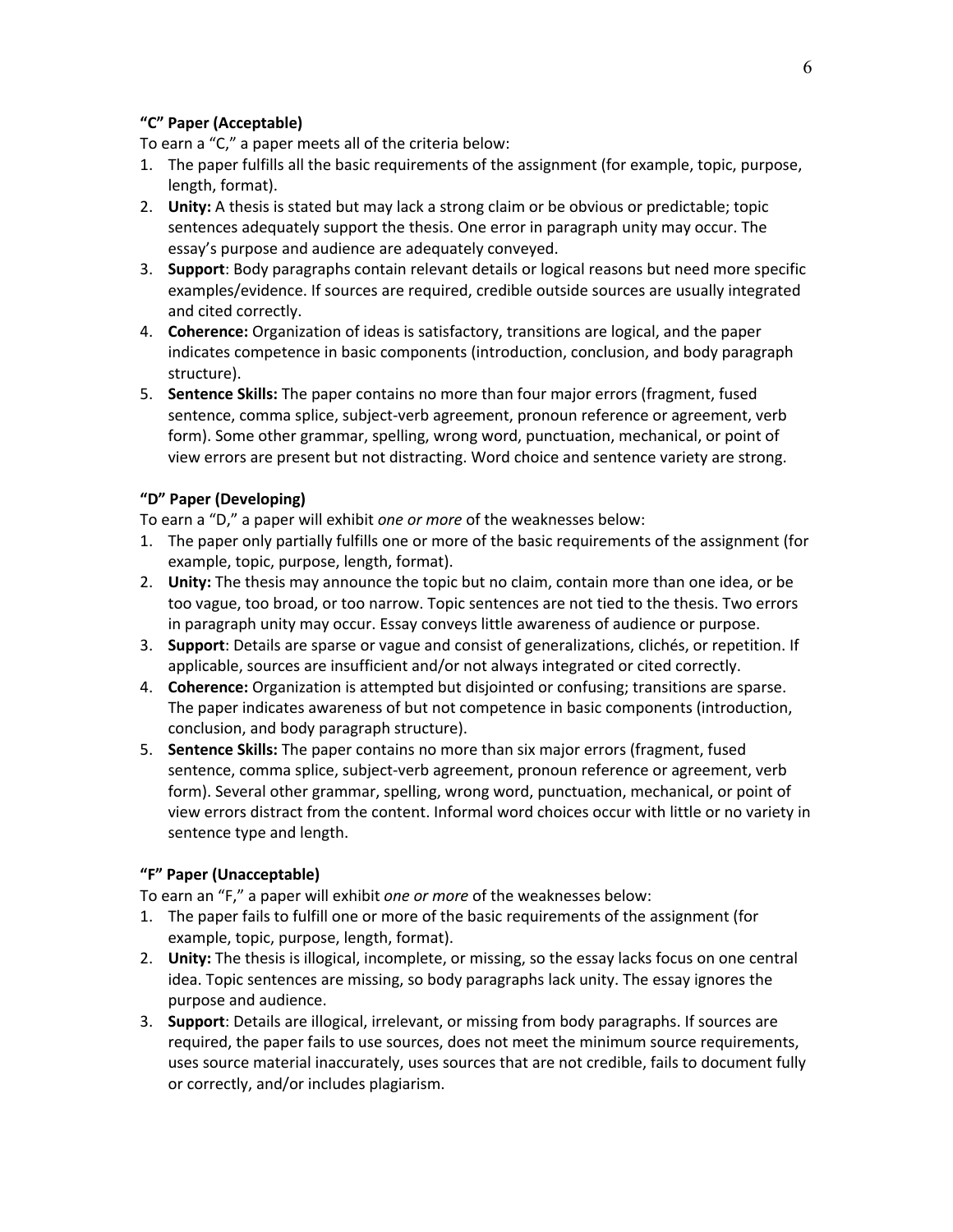**"C" Paper (Acceptable)**

To earn a "C," a paper meets all of the criteria below:

1. The paper fulfills all the basic requirements of the assignment (for example, topic, purpose, length, format).
2. **Unity:** A thesis is stated but may lack a strong claim or be obvious or predictable; topic sentences adequately support the thesis. One error in paragraph unity may occur. The essay's purpose and audience are adequately conveyed.
3. **Support**: Body paragraphs contain relevant details or logical reasons but need more specific examples/evidence. If sources are required, credible outside sources are usually integrated and cited correctly.
4. **Coherence:** Organization of ideas is satisfactory, transitions are logical, and the paper indicates competence in basic components (introduction, conclusion, and body paragraph structure).
5. **Sentence Skills:** The paper contains no more than four major errors (fragment, fused sentence, comma splice, subject-verb agreement, pronoun reference or agreement, verb form). Some other grammar, spelling, wrong word, punctuation, mechanical, or point of view errors are present but not distracting. Word choice and sentence variety are strong.

**"D" Paper (Developing)**

To earn a "D," a paper will exhibit *one or more* of the weaknesses below:

1. The paper only partially fulfills one or more of the basic requirements of the assignment (for example, topic, purpose, length, format).
2. **Unity:** The thesis may announce the topic but no claim, contain more than one idea, or be too vague, too broad, or too narrow. Topic sentences are not tied to the thesis. Two errors in paragraph unity may occur. Essay conveys little awareness of audience or purpose.
3. **Support**: Details are sparse or vague and consist of generalizations, clichés, or repetition. If applicable, sources are insufficient and/or not always integrated or cited correctly.
4. **Coherence:** Organization is attempted but disjointed or confusing; transitions are sparse. The paper indicates awareness of but not competence in basic components (introduction, conclusion, and body paragraph structure).
5. **Sentence Skills:** The paper contains no more than six major errors (fragment, fused sentence, comma splice, subject-verb agreement, pronoun reference or agreement, verb form). Several other grammar, spelling, wrong word, punctuation, mechanical, or point of view errors distract from the content. Informal word choices occur with little or no variety in sentence type and length.

**"F" Paper (Unacceptable)**

To earn an "F," a paper will exhibit *one or more* of the weaknesses below:

1. The paper fails to fulfill one or more of the basic requirements of the assignment (for example, topic, purpose, length, format).
2. **Unity:** The thesis is illogical, incomplete, or missing, so the essay lacks focus on one central idea. Topic sentences are missing, so body paragraphs lack unity. The essay ignores the purpose and audience.
3. **Support**: Details are illogical, irrelevant, or missing from body paragraphs. If sources are required, the paper fails to use sources, does not meet the minimum source requirements, uses source material inaccurately, uses sources that are not credible, fails to document fully or correctly, and/or includes plagiarism.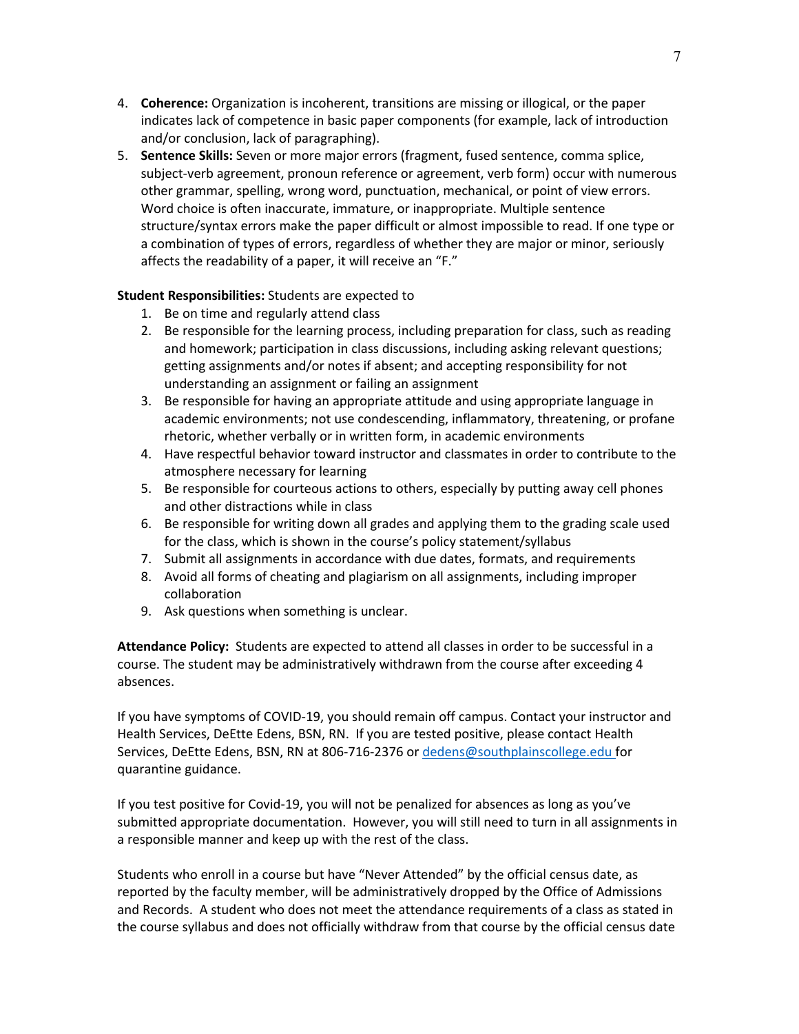4. **Coherence:** Organization is incoherent, transitions are missing or illogical, or the paper indicates lack of competence in basic paper components (for example, lack of introduction and/or conclusion, lack of paragraphing).
5. **Sentence Skills:** Seven or more major errors (fragment, fused sentence, comma splice, subject-verb agreement, pronoun reference or agreement, verb form) occur with numerous other grammar, spelling, wrong word, punctuation, mechanical, or point of view errors. Word choice is often inaccurate, immature, or inappropriate. Multiple sentence structure/syntax errors make the paper difficult or almost impossible to read. If one type or a combination of types of errors, regardless of whether they are major or minor, seriously affects the readability of a paper, it will receive an "F."

**Student Responsibilities:** Students are expected to

1. Be on time and regularly attend class
2. Be responsible for the learning process, including preparation for class, such as reading and homework; participation in class discussions, including asking relevant questions; getting assignments and/or notes if absent; and accepting responsibility for not understanding an assignment or failing an assignment
3. Be responsible for having an appropriate attitude and using appropriate language in academic environments; not use condescending, inflammatory, threatening, or profane rhetoric, whether verbally or in written form, in academic environments
4. Have respectful behavior toward instructor and classmates in order to contribute to the atmosphere necessary for learning
5. Be responsible for courteous actions to others, especially by putting away cell phones and other distractions while in class
6. Be responsible for writing down all grades and applying them to the grading scale used for the class, which is shown in the course's policy statement/syllabus
7. Submit all assignments in accordance with due dates, formats, and requirements
8. Avoid all forms of cheating and plagiarism on all assignments, including improper collaboration
9. Ask questions when something is unclear.

**Attendance Policy:** Students are expected to attend all classes in order to be successful in a course. The student may be administratively withdrawn from the course after exceeding 4 absences.

If you have symptoms of COVID-19, you should remain off campus. Contact your instructor and Health Services, DeEtte Edens, BSN, RN. If you are tested positive, please contact Health Services, DeEtte Edens, BSN, RN at 806-716-2376 or dedens@southplainscollege.edu for quarantine guidance.

If you test positive for Covid-19, you will not be penalized for absences as long as you've submitted appropriate documentation. However, you will still need to turn in all assignments in a responsible manner and keep up with the rest of the class.

Students who enroll in a course but have "Never Attended" by the official census date, as reported by the faculty member, will be administratively dropped by the Office of Admissions and Records. A student who does not meet the attendance requirements of a class as stated in the course syllabus and does not officially withdraw from that course by the official census date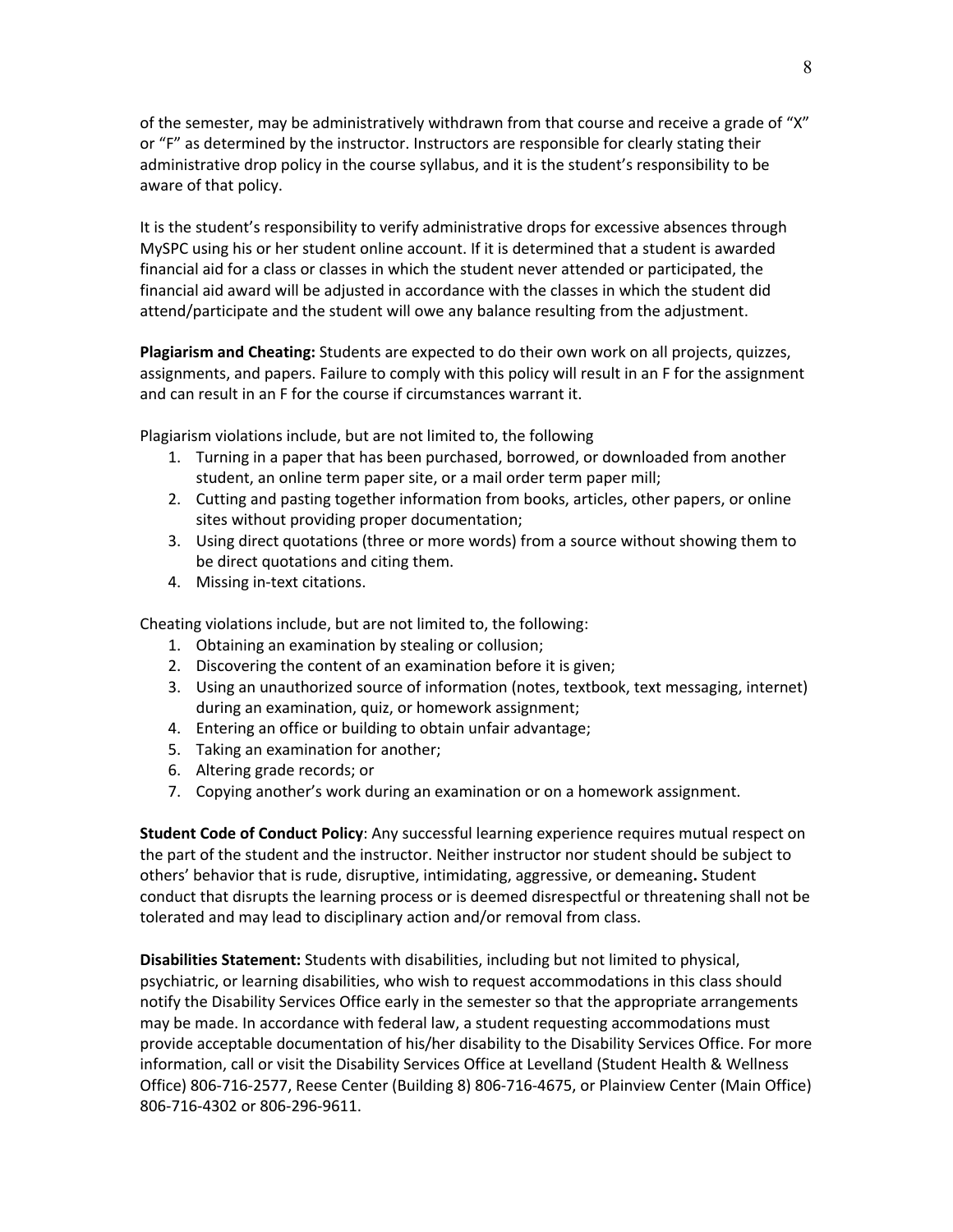of the semester, may be administratively withdrawn from that course and receive a grade of "X" or "F" as determined by the instructor. Instructors are responsible for clearly stating their administrative drop policy in the course syllabus, and it is the student's responsibility to be aware of that policy.

It is the student's responsibility to verify administrative drops for excessive absences through MySPC using his or her student online account. If it is determined that a student is awarded financial aid for a class or classes in which the student never attended or participated, the financial aid award will be adjusted in accordance with the classes in which the student did attend/participate and the student will owe any balance resulting from the adjustment.

**Plagiarism and Cheating:** Students are expected to do their own work on all projects, quizzes, assignments, and papers. Failure to comply with this policy will result in an F for the assignment and can result in an F for the course if circumstances warrant it.

Plagiarism violations include, but are not limited to, the following

1. Turning in a paper that has been purchased, borrowed, or downloaded from another student, an online term paper site, or a mail order term paper mill;
2. Cutting and pasting together information from books, articles, other papers, or online sites without providing proper documentation;
3. Using direct quotations (three or more words) from a source without showing them to be direct quotations and citing them.
4. Missing in-text citations.

Cheating violations include, but are not limited to, the following:

1. Obtaining an examination by stealing or collusion;
2. Discovering the content of an examination before it is given;
3. Using an unauthorized source of information (notes, textbook, text messaging, internet) during an examination, quiz, or homework assignment;
4. Entering an office or building to obtain unfair advantage;
5. Taking an examination for another;
6. Altering grade records; or
7. Copying another's work during an examination or on a homework assignment.

**Student Code of Conduct Policy**: Any successful learning experience requires mutual respect on the part of the student and the instructor. Neither instructor nor student should be subject to others' behavior that is rude, disruptive, intimidating, aggressive, or demeaning**.** Student conduct that disrupts the learning process or is deemed disrespectful or threatening shall not be tolerated and may lead to disciplinary action and/or removal from class.

**Disabilities Statement:** Students with disabilities, including but not limited to physical, psychiatric, or learning disabilities, who wish to request accommodations in this class should notify the Disability Services Office early in the semester so that the appropriate arrangements may be made. In accordance with federal law, a student requesting accommodations must provide acceptable documentation of his/her disability to the Disability Services Office. For more information, call or visit the Disability Services Office at Levelland (Student Health & Wellness Office) 806-716-2577, Reese Center (Building 8) 806-716-4675, or Plainview Center (Main Office) 806-716-4302 or 806-296-9611.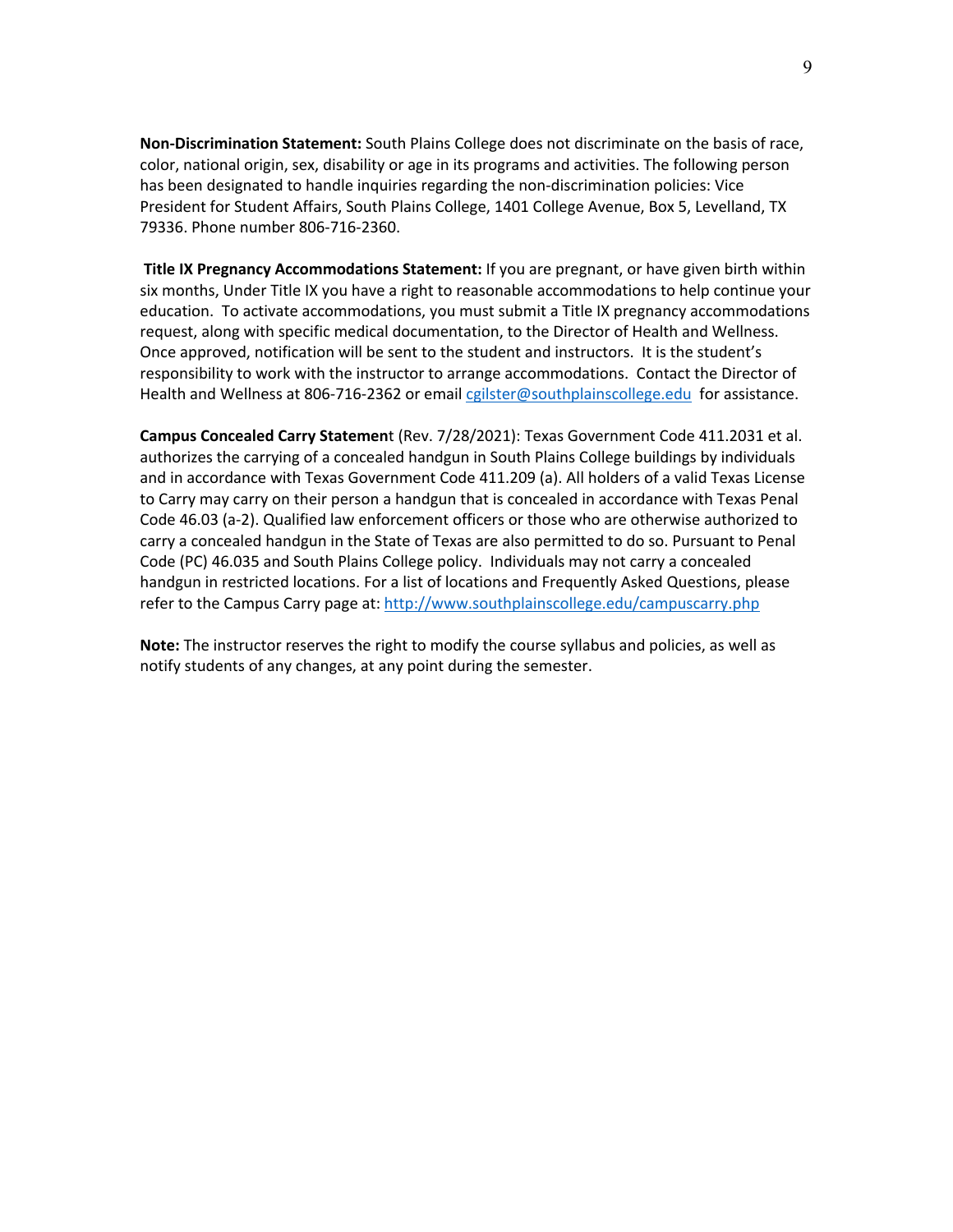**Non-Discrimination Statement:** South Plains College does not discriminate on the basis of race, color, national origin, sex, disability or age in its programs and activities. The following person has been designated to handle inquiries regarding the non-discrimination policies: Vice President for Student Affairs, South Plains College, 1401 College Avenue, Box 5, Levelland, TX 79336. Phone number 806-716-2360.

**Title IX Pregnancy Accommodations Statement:** If you are pregnant, or have given birth within six months, Under Title IX you have a right to reasonable accommodations to help continue your education. To activate accommodations, you must submit a Title IX pregnancy accommodations request, along with specific medical documentation, to the Director of Health and Wellness. Once approved, notification will be sent to the student and instructors. It is the student's responsibility to work with the instructor to arrange accommodations. Contact the Director of Health and Wellness at 806-716-2362 or email [cgilster@southplainscollege.edu](mailto:cgilster@southplainscollege.edu) for assistance.

**Campus Concealed Carry Statemen**t (Rev. 7/28/2021): Texas Government Code 411.2031 et al. authorizes the carrying of a concealed handgun in South Plains College buildings by individuals and in accordance with Texas Government Code 411.209 (a). All holders of a valid Texas License to Carry may carry on their person a handgun that is concealed in accordance with Texas Penal Code 46.03 (a-2). Qualified law enforcement officers or those who are otherwise authorized to carry a concealed handgun in the State of Texas are also permitted to do so. Pursuant to Penal Code (PC) 46.035 and South Plains College policy. Individuals may not carry a concealed handgun in restricted locations. For a list of locations and Frequently Asked Questions, please refer to the Campus Carry page at: [http://www.southplainscollege.edu/campuscarry.php](http://www.southplainscollege.edu/campuscarry.php)

**Note:** The instructor reserves the right to modify the course syllabus and policies, as well as notify students of any changes, at any point during the semester.